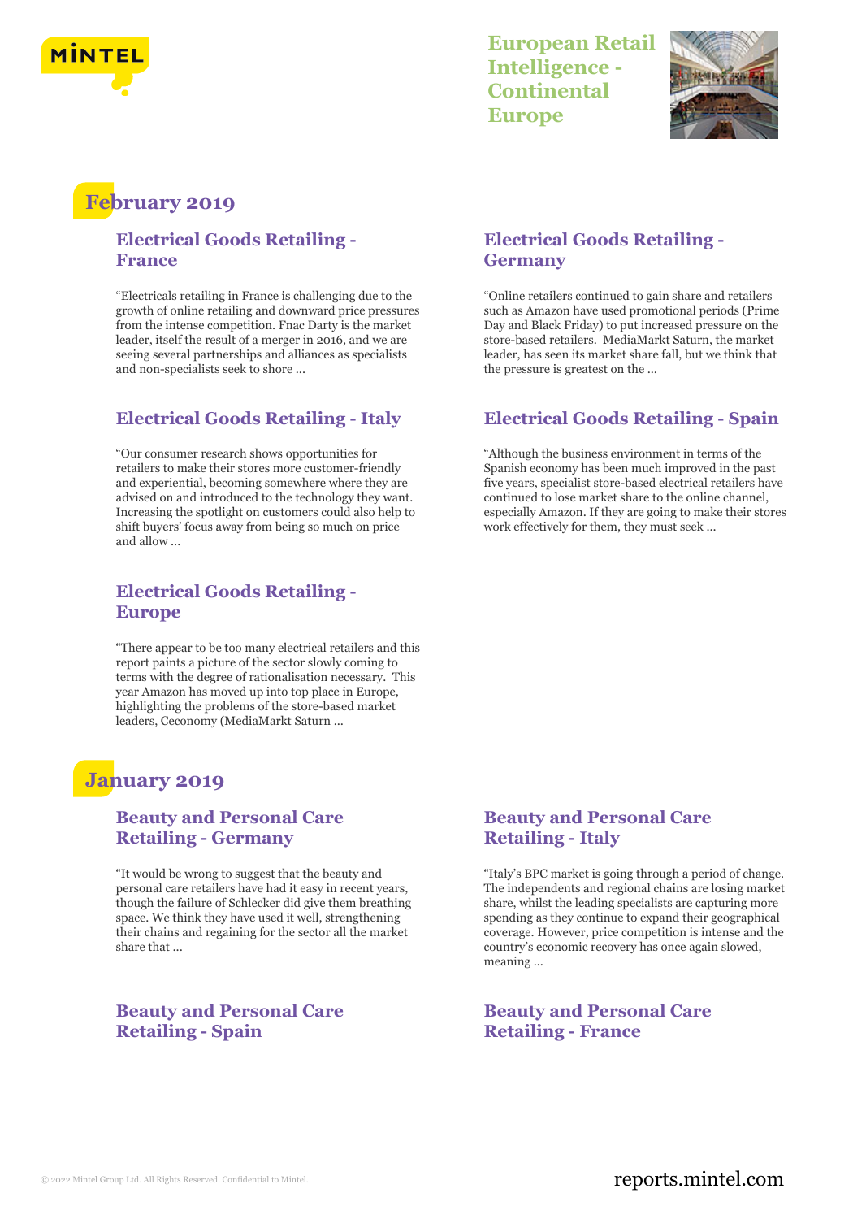# European Retail Intelligence - Continental Europe

## February 2019

### Electrical Goods Retailing - France

"Electricals retailing in France is challenging due to the growth of online retailing and downward price pressures from the intense competition. Fnac Darty is the market leader, itself the result of a merger in 2016, and we are seeing several partnerships and alliances as specialists and non-specialists seek to shore ...

### Electrical Goods Retailing - Germany

"Online retailers continued to gain share and retailers such as Amazon have used promotional periods (Prime Day and Black Friday) to put increased pressure on the store-based retailers. MediaMarkt Saturn, the market leader, has seen its market share fall, but we think that the pressure is greatest on the ...

### Electrical Goods Retailing - Italy

"Our consumer research shows opportunities for retailers to make their stores more customer-friendly and experiential, becoming somewhere where they are advised on and introduced to the technology they want. Increasing the spotlight on customers could also help to shift buyers' focus away from being so much on price and allow ...

### Electrical Goods Retailing - Spain

"Although the business environment in terms of the Spanish economy has been much improved in the past five years, specialist store-based electrical retailers have continued to lose market share to the online channel, especially Amazon. If they are going to make their stores work effectively for them, they must seek ...

### Electrical Goods Retailing - Europe

"There appear to be too many electrical retailers and this report paints a picture of the sector slowly coming to terms with the degree of rationalisation necessary. This year Amazon has moved up into top place in Europe, highlighting the problems of the store-based market leaders, Ceconomy (MediaMarkt Saturn ...

## January 2019

### Beauty and Personal Care Retailing - Germany

"It would be wrong to suggest that the beauty and personal care retailers have had it easy in recent years, though the failure of Schlecker did give them breathing space. We think they have used it well, strengthening their chains and regaining for the sector all the market share that ...

### Beauty and Personal Care Retailing - Italy

"Italy's BPC market is going through a period of change. The independents and regional chains are losing market share, whilst the leading specialists are capturing more spending as they continue to expand their geographical coverage. However, price competition is intense and the country's economic recovery has once again slowed, meaning ...

### Beauty and Personal Care Retailing - Spain

### Beauty and Personal Care Retailing - France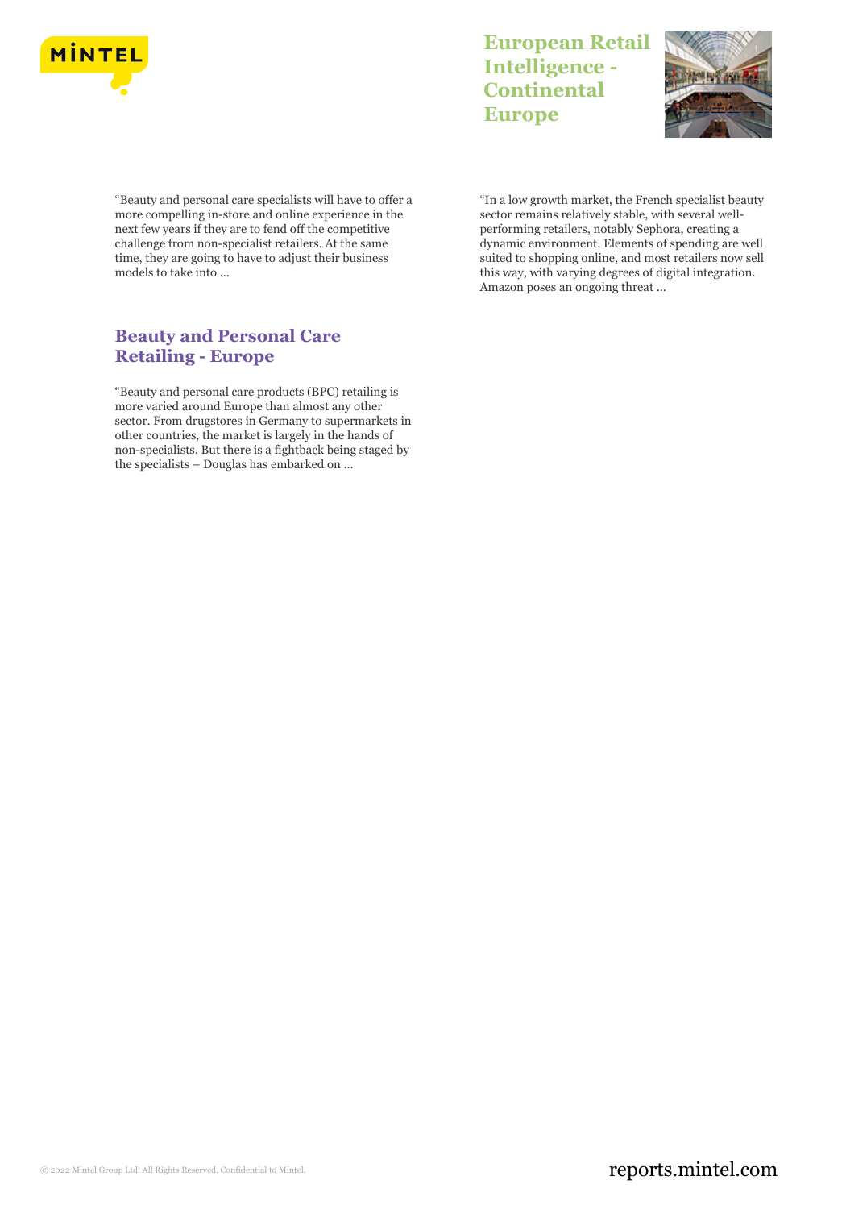# European Retail Intelligence - Continental Europe

"Beauty and personal care specialists will have to offer a more compelling in-store and online experience in the next few years if they are to fend off the competitive challenge from non-specialist retailers. At the same time, they are going to have to adjust their business models to take into ...

"In a low growth market, the French specialist beauty sector remains relatively stable, with several well-performing retailers, notably Sephora, creating a dynamic environment. Elements of spending are well suited to shopping online, and most retailers now sell this way, with varying degrees of digital integration. Amazon poses an ongoing threat ...

## Beauty and Personal Care Retailing - Europe

"Beauty and personal care products (BPC) retailing is more varied around Europe than almost any other sector. From drugstores in Germany to supermarkets in other countries, the market is largely in the hands of non-specialists. But there is a fightback being staged by the specialists – Douglas has embarked on ...